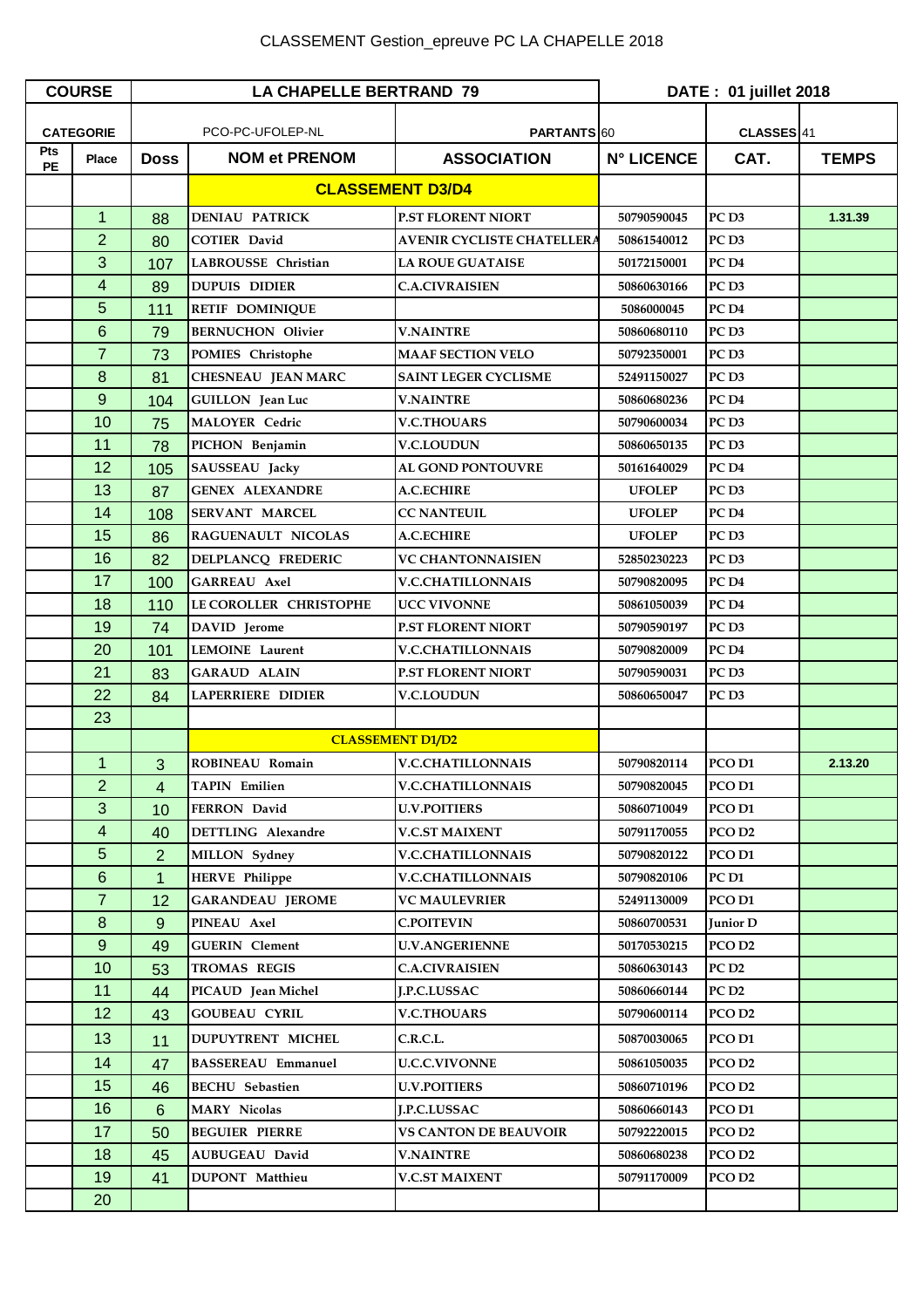# CLASSEMENT Gestion_epreuve PC LA CHAPELLE 2018

| COURSE | | LA CHAPELLE BERTRAND 79 | | DATE : 01 juillet 2018 | | |
|---|---|---|---|---|---|---|
| CATEGORIE | | PCO-PC-UFOLEP-NL | PARTANTS 60 | | CLASSES 41 | |
| Pts PE | Place | Doss | NOM et PRENOM | ASSOCIATION | N° LICENCE | CAT. | TEMPS |

| Pts PE | Place | Doss | NOM et PRENOM | ASSOCIATION | N° LICENCE | CAT. | TEMPS |
|---|---|---|---|---|---|---|---|
| | | | **CLASSEMENT D3/D4** | | | | |
| | 1 | 88 | DENIAU PATRICK | P.ST FLORENT NIORT | 50790590045 | PC D3 | 1.31.39 |
| | 2 | 80 | COTIER David | AVENIR CYCLISTE CHATELLERA | 50861540012 | PC D3 | |
| | 3 | 107 | LABROUSSE Christian | LA ROUE GUATAISE | 50172150001 | PC D4 | |
| | 4 | 89 | DUPUIS DIDIER | C.A.CIVRAISIEN | 50860630166 | PC D3 | |
| | 5 | 111 | RETIF DOMINIQUE | | 5086000045 | PC D4 | |
| | 6 | 79 | BERNUCHON Olivier | V.NAINTRE | 50860680110 | PC D3 | |
| | 7 | 73 | POMIES Christophe | MAAF SECTION VELO | 50792350001 | PC D3 | |
| | 8 | 81 | CHESNEAU JEAN MARC | SAINT LEGER CYCLISME | 52491150027 | PC D3 | |
| | 9 | 104 | GUILLON Jean Luc | V.NAINTRE | 50860680236 | PC D4 | |
| | 10 | 75 | MALOYER Cedric | V.C.THOUARS | 50790600034 | PC D3 | |
| | 11 | 78 | PICHON Benjamin | V.C.LOUDUN | 50860650135 | PC D3 | |
| | 12 | 105 | SAUSSEAU Jacky | AL GOND PONTOUVRE | 50161640029 | PC D4 | |
| | 13 | 87 | GENEX ALEXANDRE | A.C.ECHIRE | UFOLEP | PC D3 | |
| | 14 | 108 | SERVANT MARCEL | CC NANTEUIL | UFOLEP | PC D4 | |
| | 15 | 86 | RAGUENAULT NICOLAS | A.C.ECHIRE | UFOLEP | PC D3 | |
| | 16 | 82 | DELPLANCQ FREDERIC | VC CHANTONNAISIEN | 52850230223 | PC D3 | |
| | 17 | 100 | GARREAU Axel | V.C.CHATILLONNAIS | 50790820095 | PC D4 | |
| | 18 | 110 | LE COROLLER CHRISTOPHE | UCC VIVONNE | 50861050039 | PC D4 | |
| | 19 | 74 | DAVID Jerome | P.ST FLORENT NIORT | 50790590197 | PC D3 | |
| | 20 | 101 | LEMOINE Laurent | V.C.CHATILLONNAIS | 50790820009 | PC D4 | |
| | 21 | 83 | GARAUD ALAIN | P.ST FLORENT NIORT | 50790590031 | PC D3 | |
| | 22 | 84 | LAPERRIERE DIDIER | V.C.LOUDUN | 50860650047 | PC D3 | |
| | 23 | | | | | | |
| | | | **CLASSEMENT D1/D2** | | | | |
| | 1 | 3 | ROBINEAU Romain | V.C.CHATILLONNAIS | 50790820114 | PCO D1 | 2.13.20 |
| | 2 | 4 | TAPIN Emilien | V.C.CHATILLONNAIS | 50790820045 | PCO D1 | |
| | 3 | 10 | FERRON David | U.V.POITIERS | 50860710049 | PCO D1 | |
| | 4 | 40 | DETTLING Alexandre | V.C.ST MAIXENT | 50791170055 | PCO D2 | |
| | 5 | 2 | MILLON Sydney | V.C.CHATILLONNAIS | 50790820122 | PCO D1 | |
| | 6 | 1 | HERVE Philippe | V.C.CHATILLONNAIS | 50790820106 | PC D1 | |
| | 7 | 12 | GARANDEAU JEROME | VC MAULEVRIER | 52491130009 | PCO D1 | |
| | 8 | 9 | PINEAU Axel | C.POITEVIN | 50860700531 | Junior D | |
| | 9 | 49 | GUERIN Clement | U.V.ANGERIENNE | 50170530215 | PCO D2 | |
| | 10 | 53 | TROMAS REGIS | C.A.CIVRAISIEN | 50860630143 | PC D2 | |
| | 11 | 44 | PICAUD Jean Michel | J.P.C.LUSSAC | 50860660144 | PC D2 | |
| | 12 | 43 | GOUBEAU CYRIL | V.C.THOUARS | 50790600114 | PCO D2 | |
| | 13 | 11 | DUPUYTRENT MICHEL | C.R.C.L. | 50870030065 | PCO D1 | |
| | 14 | 47 | BASSEREAU Emmanuel | U.C.C.VIVONNE | 50861050035 | PCO D2 | |
| | 15 | 46 | BECHU Sebastien | U.V.POITIERS | 50860710196 | PCO D2 | |
| | 16 | 6 | MARY Nicolas | J.P.C.LUSSAC | 50860660143 | PCO D1 | |
| | 17 | 50 | BEGUIER PIERRE | VS CANTON DE BEAUVOIR | 50792220015 | PCO D2 | |
| | 18 | 45 | AUBUGEAU David | V.NAINTRE | 50860680238 | PCO D2 | |
| | 19 | 41 | DUPONT Matthieu | V.C.ST MAIXENT | 50791170009 | PCO D2 | |
| | 20 | | | | | | |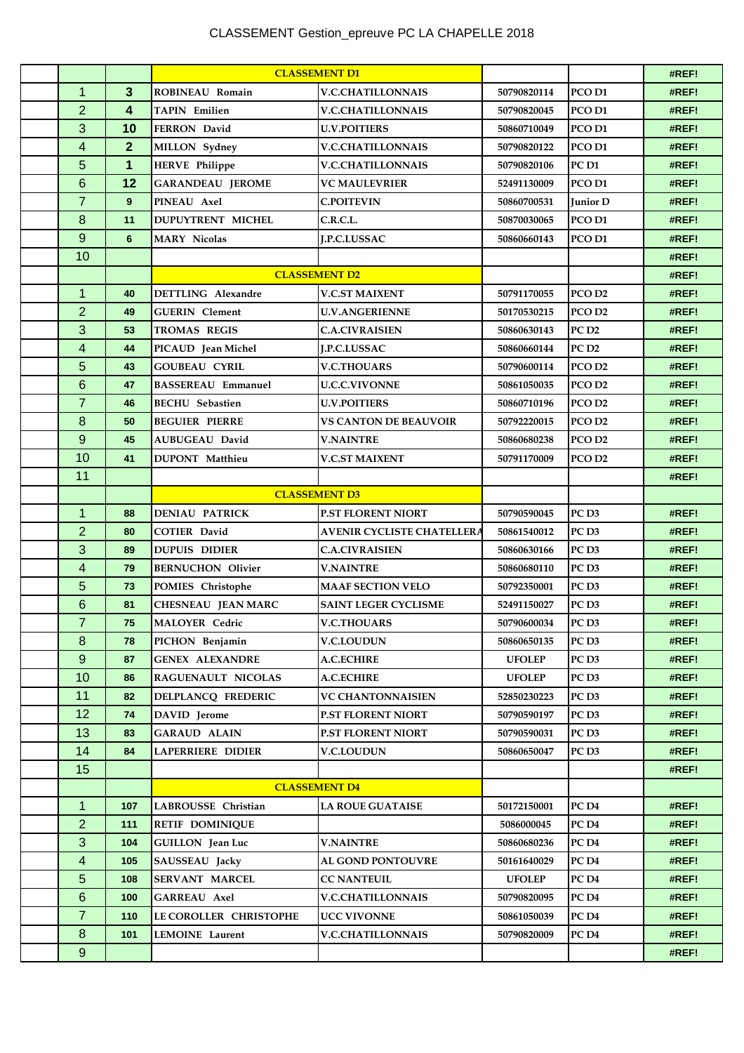# CLASSEMENT Gestion_epreuve PC LA CHAPELLE 2018

| | | | | | | | |
|---|---|---|---|---|---|---|---|
| | | | CLASSEMENT D1 | | | | #REF! |
| | 1 | 3 | ROBINEAU Romain | V.C.CHATILLONNAIS | 50790820114 | PCO D1 | #REF! |
| | 2 | 4 | TAPIN Emilien | V.C.CHATILLONNAIS | 50790820045 | PCO D1 | #REF! |
| | 3 | 10 | FERRON David | U.V.POITIERS | 50860710049 | PCO D1 | #REF! |
| | 4 | 2 | MILLON Sydney | V.C.CHATILLONNAIS | 50790820122 | PCO D1 | #REF! |
| | 5 | 1 | HERVE Philippe | V.C.CHATILLONNAIS | 50790820106 | PC D1 | #REF! |
| | 6 | 12 | GARANDEAU JEROME | VC MAULEVRIER | 52491130009 | PCO D1 | #REF! |
| | 7 | 9 | PINEAU Axel | C.POITEVIN | 50860700531 | Junior D | #REF! |
| | 8 | 11 | DUPUYTRENT MICHEL | C.R.C.L. | 50870030065 | PCO D1 | #REF! |
| | 9 | 6 | MARY Nicolas | J.P.C.LUSSAC | 50860660143 | PCO D1 | #REF! |
| | 10 | | | | | | #REF! |
| | | | CLASSEMENT D2 | | | | #REF! |
| | 1 | 40 | DETTLING Alexandre | V.C.ST MAIXENT | 50791170055 | PCO D2 | #REF! |
| | 2 | 49 | GUERIN Clement | U.V.ANGERIENNE | 50170530215 | PCO D2 | #REF! |
| | 3 | 53 | TROMAS REGIS | C.A.CIVRAISIEN | 50860630143 | PC D2 | #REF! |
| | 4 | 44 | PICAUD Jean Michel | J.P.C.LUSSAC | 50860660144 | PC D2 | #REF! |
| | 5 | 43 | GOUBEAU CYRIL | V.C.THOUARS | 50790600114 | PCO D2 | #REF! |
| | 6 | 47 | BASSEREAU Emmanuel | U.C.C.VIVONNE | 50861050035 | PCO D2 | #REF! |
| | 7 | 46 | BECHU Sebastien | U.V.POITIERS | 50860710196 | PCO D2 | #REF! |
| | 8 | 50 | BEGUIER PIERRE | VS CANTON DE BEAUVOIR | 50792220015 | PCO D2 | #REF! |
| | 9 | 45 | AUBUGEAU David | V.NAINTRE | 50860680238 | PCO D2 | #REF! |
| | 10 | 41 | DUPONT Matthieu | V.C.ST MAIXENT | 50791170009 | PCO D2 | #REF! |
| | 11 | | | | | | #REF! |
| | | | CLASSEMENT D3 | | | | |
| | 1 | 88 | DENIAU PATRICK | P.ST FLORENT NIORT | 50790590045 | PC D3 | #REF! |
| | 2 | 80 | COTIER David | AVENIR CYCLISTE CHATELLERA | 50861540012 | PC D3 | #REF! |
| | 3 | 89 | DUPUIS DIDIER | C.A.CIVRAISIEN | 50860630166 | PC D3 | #REF! |
| | 4 | 79 | BERNUCHON Olivier | V.NAINTRE | 50860680110 | PC D3 | #REF! |
| | 5 | 73 | POMIES Christophe | MAAF SECTION VELO | 50792350001 | PC D3 | #REF! |
| | 6 | 81 | CHESNEAU JEAN MARC | SAINT LEGER CYCLISME | 52491150027 | PC D3 | #REF! |
| | 7 | 75 | MALOYER Cedric | V.C.THOUARS | 50790600034 | PC D3 | #REF! |
| | 8 | 78 | PICHON Benjamin | V.C.LOUDUN | 50860650135 | PC D3 | #REF! |
| | 9 | 87 | GENEX ALEXANDRE | A.C.ECHIRE | UFOLEP | PC D3 | #REF! |
| | 10 | 86 | RAGUENAULT NICOLAS | A.C.ECHIRE | UFOLEP | PC D3 | #REF! |
| | 11 | 82 | DELPLANCQ FREDERIC | VC CHANTONNAISIEN | 52850230223 | PC D3 | #REF! |
| | 12 | 74 | DAVID Jerome | P.ST FLORENT NIORT | 50790590197 | PC D3 | #REF! |
| | 13 | 83 | GARAUD ALAIN | P.ST FLORENT NIORT | 50790590031 | PC D3 | #REF! |
| | 14 | 84 | LAPERRIERE DIDIER | V.C.LOUDUN | 50860650047 | PC D3 | #REF! |
| | 15 | | | | | | #REF! |
| | | | CLASSEMENT D4 | | | | |
| | 1 | 107 | LABROUSSE Christian | LA ROUE GUATAISE | 50172150001 | PC D4 | #REF! |
| | 2 | 111 | RETIF DOMINIQUE | | 5086000045 | PC D4 | #REF! |
| | 3 | 104 | GUILLON Jean Luc | V.NAINTRE | 50860680236 | PC D4 | #REF! |
| | 4 | 105 | SAUSSEAU Jacky | AL GOND PONTOUVRE | 50161640029 | PC D4 | #REF! |
| | 5 | 108 | SERVANT MARCEL | CC NANTEUIL | UFOLEP | PC D4 | #REF! |
| | 6 | 100 | GARREAU Axel | V.C.CHATILLONNAIS | 50790820095 | PC D4 | #REF! |
| | 7 | 110 | LE COROLLER CHRISTOPHE | UCC VIVONNE | 50861050039 | PC D4 | #REF! |
| | 8 | 101 | LEMOINE Laurent | V.C.CHATILLONNAIS | 50790820009 | PC D4 | #REF! |
| | 9 | | | | | | #REF! |